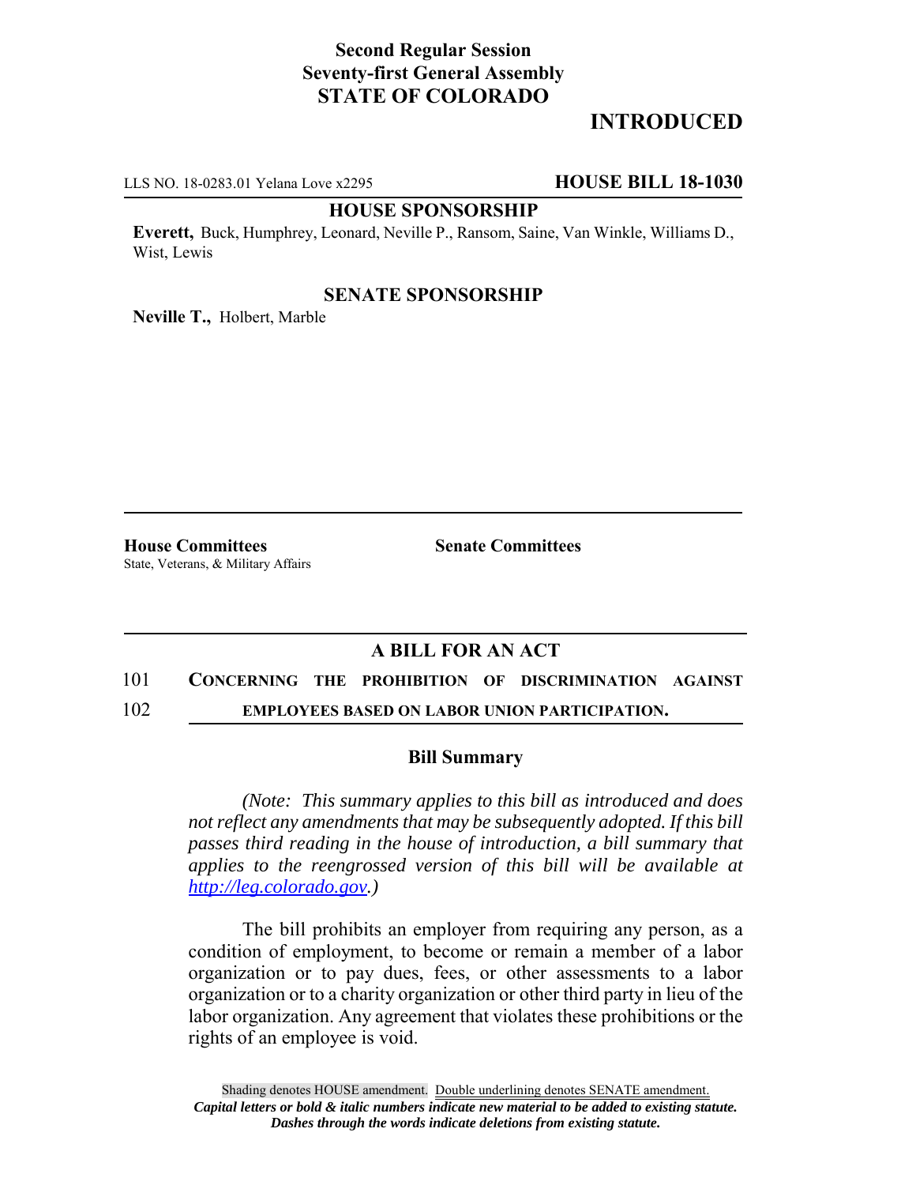**Second Regular Session**
**Seventy-first General Assembly**
**STATE OF COLORADO**

# INTRODUCED

LLS NO. 18-0283.01 Yelana Love x2295 **HOUSE BILL 18-1030**

**HOUSE SPONSORSHIP**

**Everett,** Buck, Humphrey, Leonard, Neville P., Ransom, Saine, Van Winkle, Williams D., Wist, Lewis

**SENATE SPONSORSHIP**

**Neville T.,** Holbert, Marble

**House Committees**
State, Veterans, & Military Affairs

**Senate Committees**

## A BILL FOR AN ACT

101 **CONCERNING THE PROHIBITION OF DISCRIMINATION AGAINST**
102 **EMPLOYEES BASED ON LABOR UNION PARTICIPATION.**

### Bill Summary

*(Note: This summary applies to this bill as introduced and does not reflect any amendments that may be subsequently adopted. If this bill passes third reading in the house of introduction, a bill summary that applies to the reengrossed version of this bill will be available at http://leg.colorado.gov.)*

The bill prohibits an employer from requiring any person, as a condition of employment, to become or remain a member of a labor organization or to pay dues, fees, or other assessments to a labor organization or to a charity organization or other third party in lieu of the labor organization. Any agreement that violates these prohibitions or the rights of an employee is void.

Shading denotes HOUSE amendment. Double underlining denotes SENATE amendment.
*Capital letters or bold & italic numbers indicate new material to be added to existing statute.*
*Dashes through the words indicate deletions from existing statute.*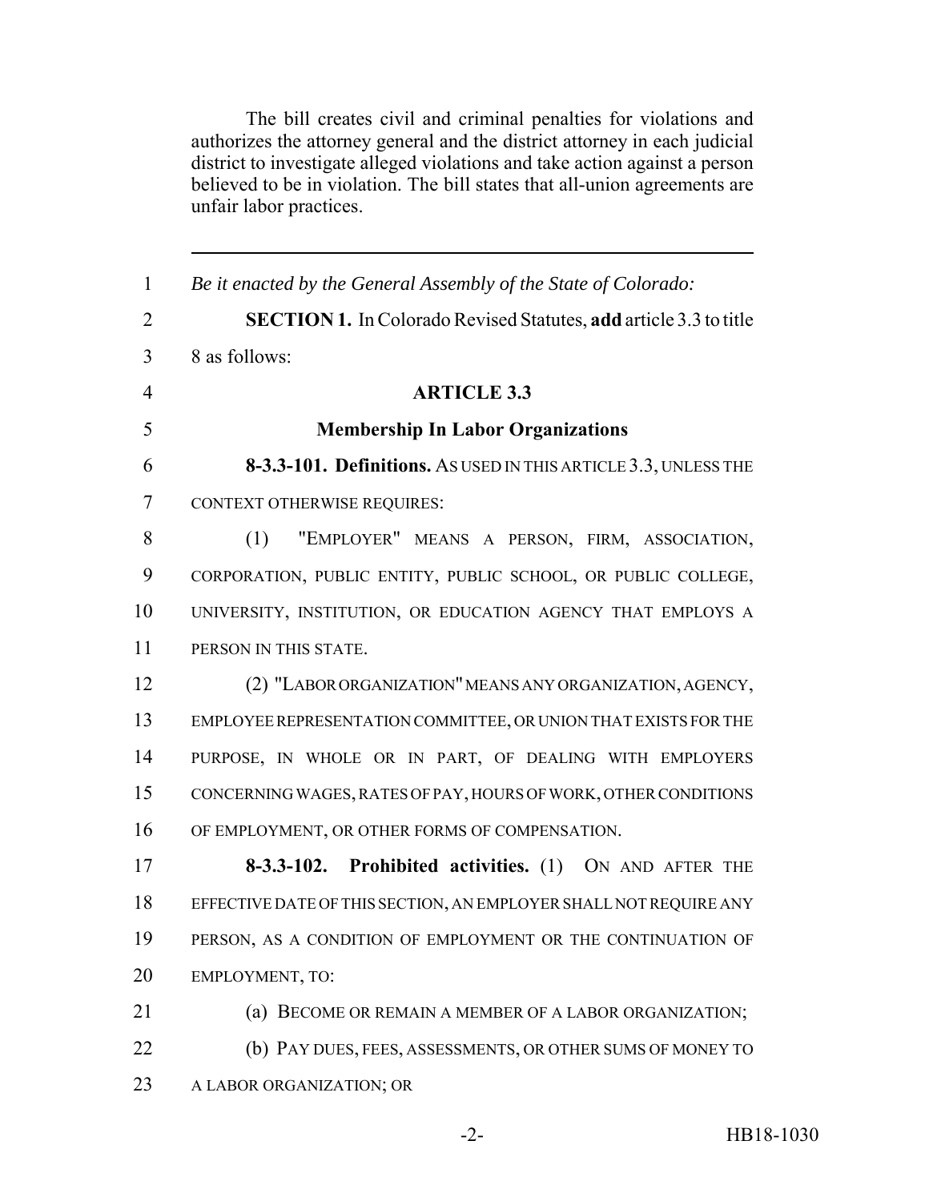The bill creates civil and criminal penalties for violations and authorizes the attorney general and the district attorney in each judicial district to investigate alleged violations and take action against a person believed to be in violation. The bill states that all-union agreements are unfair labor practices.

---

*Be it enacted by the General Assembly of the State of Colorado:*

**SECTION 1.** In Colorado Revised Statutes, **add** article 3.3 to title 8 as follows:

**ARTICLE 3.3**

**Membership In Labor Organizations**

**8-3.3-101. Definitions.** AS USED IN THIS ARTICLE 3.3, UNLESS THE CONTEXT OTHERWISE REQUIRES:

(1) "EMPLOYER" MEANS A PERSON, FIRM, ASSOCIATION, CORPORATION, PUBLIC ENTITY, PUBLIC SCHOOL, OR PUBLIC COLLEGE, UNIVERSITY, INSTITUTION, OR EDUCATION AGENCY THAT EMPLOYS A PERSON IN THIS STATE.

(2) "LABOR ORGANIZATION" MEANS ANY ORGANIZATION, AGENCY, EMPLOYEE REPRESENTATION COMMITTEE, OR UNION THAT EXISTS FOR THE PURPOSE, IN WHOLE OR IN PART, OF DEALING WITH EMPLOYERS CONCERNING WAGES, RATES OF PAY, HOURS OF WORK, OTHER CONDITIONS OF EMPLOYMENT, OR OTHER FORMS OF COMPENSATION.

**8-3.3-102. Prohibited activities.** (1) ON AND AFTER THE EFFECTIVE DATE OF THIS SECTION, AN EMPLOYER SHALL NOT REQUIRE ANY PERSON, AS A CONDITION OF EMPLOYMENT OR THE CONTINUATION OF EMPLOYMENT, TO:

(a) BECOME OR REMAIN A MEMBER OF A LABOR ORGANIZATION;

(b) PAY DUES, FEES, ASSESSMENTS, OR OTHER SUMS OF MONEY TO A LABOR ORGANIZATION; OR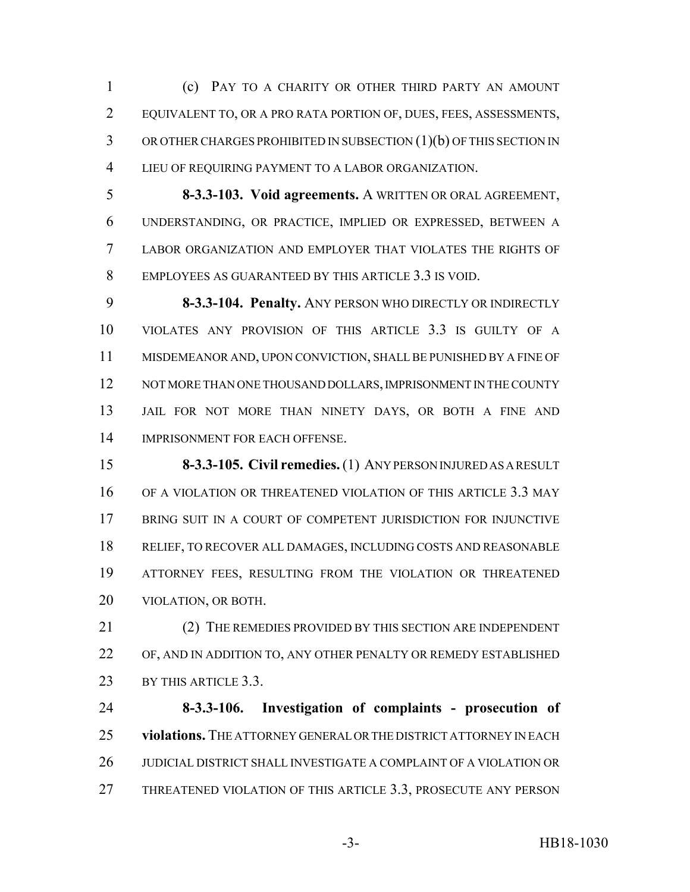(c) PAY TO A CHARITY OR OTHER THIRD PARTY AN AMOUNT EQUIVALENT TO, OR A PRO RATA PORTION OF, DUES, FEES, ASSESSMENTS, OR OTHER CHARGES PROHIBITED IN SUBSECTION (1)(b) OF THIS SECTION IN LIEU OF REQUIRING PAYMENT TO A LABOR ORGANIZATION.

**8-3.3-103. Void agreements.** A WRITTEN OR ORAL AGREEMENT, UNDERSTANDING, OR PRACTICE, IMPLIED OR EXPRESSED, BETWEEN A LABOR ORGANIZATION AND EMPLOYER THAT VIOLATES THE RIGHTS OF EMPLOYEES AS GUARANTEED BY THIS ARTICLE 3.3 IS VOID.

**8-3.3-104. Penalty.** ANY PERSON WHO DIRECTLY OR INDIRECTLY VIOLATES ANY PROVISION OF THIS ARTICLE 3.3 IS GUILTY OF A MISDEMEANOR AND, UPON CONVICTION, SHALL BE PUNISHED BY A FINE OF NOT MORE THAN ONE THOUSAND DOLLARS, IMPRISONMENT IN THE COUNTY JAIL FOR NOT MORE THAN NINETY DAYS, OR BOTH A FINE AND IMPRISONMENT FOR EACH OFFENSE.

**8-3.3-105. Civil remedies.** (1) ANY PERSON INJURED AS A RESULT OF A VIOLATION OR THREATENED VIOLATION OF THIS ARTICLE 3.3 MAY BRING SUIT IN A COURT OF COMPETENT JURISDICTION FOR INJUNCTIVE RELIEF, TO RECOVER ALL DAMAGES, INCLUDING COSTS AND REASONABLE ATTORNEY FEES, RESULTING FROM THE VIOLATION OR THREATENED VIOLATION, OR BOTH.

(2) THE REMEDIES PROVIDED BY THIS SECTION ARE INDEPENDENT OF, AND IN ADDITION TO, ANY OTHER PENALTY OR REMEDY ESTABLISHED BY THIS ARTICLE 3.3.

**8-3.3-106. Investigation of complaints - prosecution of violations.** THE ATTORNEY GENERAL OR THE DISTRICT ATTORNEY IN EACH JUDICIAL DISTRICT SHALL INVESTIGATE A COMPLAINT OF A VIOLATION OR THREATENED VIOLATION OF THIS ARTICLE 3.3, PROSECUTE ANY PERSON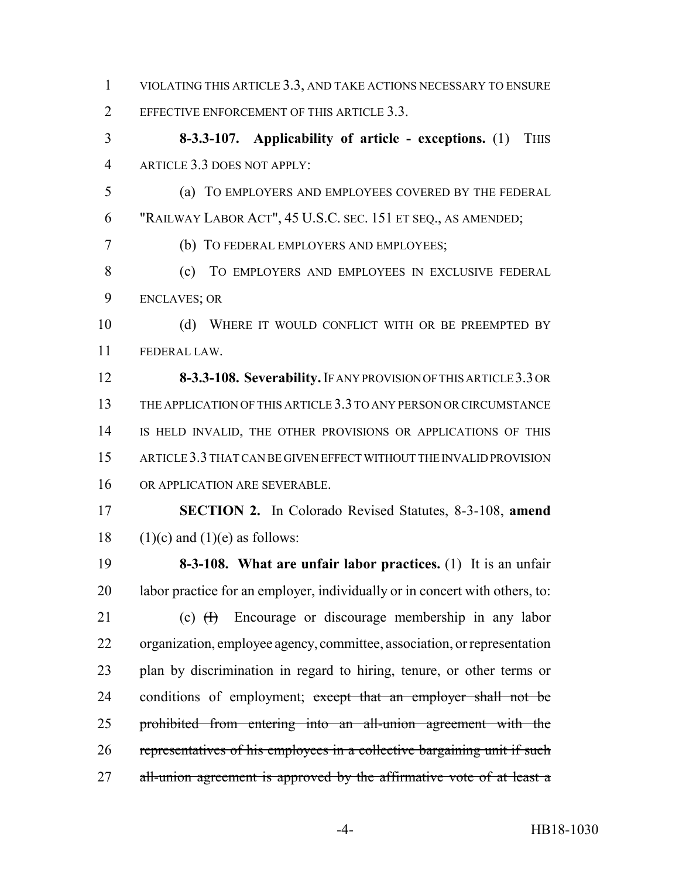VIOLATING THIS ARTICLE 3.3, AND TAKE ACTIONS NECESSARY TO ENSURE EFFECTIVE ENFORCEMENT OF THIS ARTICLE 3.3.

**8-3.3-107. Applicability of article - exceptions.** (1) THIS ARTICLE 3.3 DOES NOT APPLY:

(a) TO EMPLOYERS AND EMPLOYEES COVERED BY THE FEDERAL "RAILWAY LABOR ACT", 45 U.S.C. SEC. 151 ET SEQ., AS AMENDED;

(b) TO FEDERAL EMPLOYERS AND EMPLOYEES;

(c) TO EMPLOYERS AND EMPLOYEES IN EXCLUSIVE FEDERAL ENCLAVES; OR

(d) WHERE IT WOULD CONFLICT WITH OR BE PREEMPTED BY FEDERAL LAW.

**8-3.3-108. Severability.** IF ANY PROVISION OF THIS ARTICLE 3.3 OR THE APPLICATION OF THIS ARTICLE 3.3 TO ANY PERSON OR CIRCUMSTANCE IS HELD INVALID, THE OTHER PROVISIONS OR APPLICATIONS OF THIS ARTICLE 3.3 THAT CAN BE GIVEN EFFECT WITHOUT THE INVALID PROVISION OR APPLICATION ARE SEVERABLE.

**SECTION 2.** In Colorado Revised Statutes, 8-3-108, **amend** (1)(c) and (1)(e) as follows:

**8-3-108. What are unfair labor practices.** (1) It is an unfair labor practice for an employer, individually or in concert with others, to:

(c) ~~(I)~~ Encourage or discourage membership in any labor organization, employee agency, committee, association, or representation plan by discrimination in regard to hiring, tenure, or other terms or conditions of employment; ~~except that an employer shall not be prohibited from entering into an all-union agreement with the representatives of his employees in a collective bargaining unit if such all-union agreement is approved by the affirmative vote of at least a~~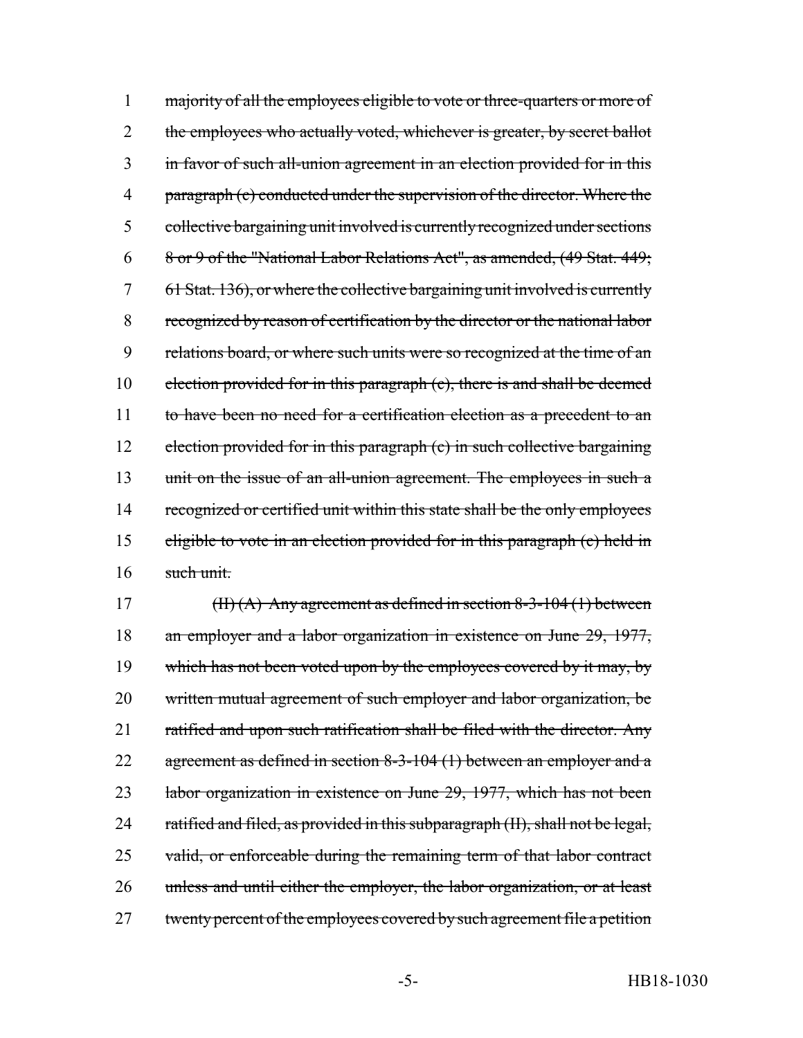majority of all the employees eligible to vote or three-quarters or more of the employees who actually voted, whichever is greater, by secret ballot in favor of such all-union agreement in an election provided for in this paragraph (c) conducted under the supervision of the director. Where the collective bargaining unit involved is currently recognized under sections 8 or 9 of the "National Labor Relations Act", as amended, (49 Stat. 449; 61 Stat. 136), or where the collective bargaining unit involved is currently recognized by reason of certification by the director or the national labor relations board, or where such units were so recognized at the time of an election provided for in this paragraph (c), there is and shall be deemed to have been no need for a certification election as a precedent to an election provided for in this paragraph (c) in such collective bargaining unit on the issue of an all-union agreement. The employees in such a recognized or certified unit within this state shall be the only employees eligible to vote in an election provided for in this paragraph (c) held in such unit.

(II) (A) Any agreement as defined in section 8-3-104 (1) between an employer and a labor organization in existence on June 29, 1977, which has not been voted upon by the employees covered by it may, by written mutual agreement of such employer and labor organization, be ratified and upon such ratification shall be filed with the director. Any agreement as defined in section 8-3-104 (1) between an employer and a labor organization in existence on June 29, 1977, which has not been ratified and filed, as provided in this subparagraph (II), shall not be legal, valid, or enforceable during the remaining term of that labor contract unless and until either the employer, the labor organization, or at least twenty percent of the employees covered by such agreement file a petition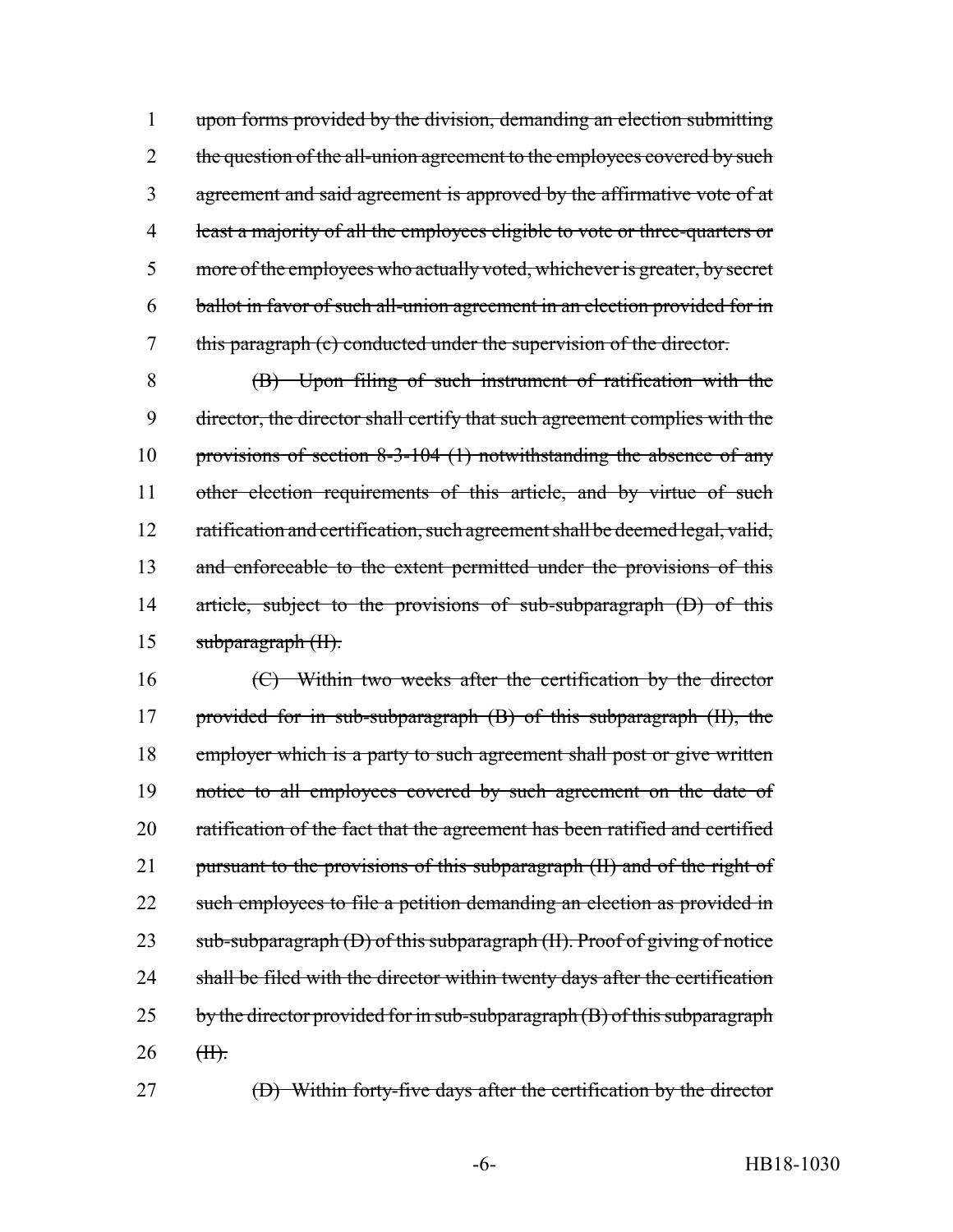upon forms provided by the division, demanding an election submitting the question of the all-union agreement to the employees covered by such agreement and said agreement is approved by the affirmative vote of at least a majority of all the employees eligible to vote or three-quarters or more of the employees who actually voted, whichever is greater, by secret ballot in favor of such all-union agreement in an election provided for in this paragraph (c) conducted under the supervision of the director.

(B) Upon filing of such instrument of ratification with the director, the director shall certify that such agreement complies with the provisions of section 8-3-104 (1) notwithstanding the absence of any other election requirements of this article, and by virtue of such ratification and certification, such agreement shall be deemed legal, valid, and enforceable to the extent permitted under the provisions of this article, subject to the provisions of sub-subparagraph (D) of this subparagraph (II).

(C) Within two weeks after the certification by the director provided for in sub-subparagraph (B) of this subparagraph (II), the employer which is a party to such agreement shall post or give written notice to all employees covered by such agreement on the date of ratification of the fact that the agreement has been ratified and certified pursuant to the provisions of this subparagraph (II) and of the right of such employees to file a petition demanding an election as provided in sub-subparagraph (D) of this subparagraph (II). Proof of giving of notice shall be filed with the director within twenty days after the certification by the director provided for in sub-subparagraph (B) of this subparagraph (II).

(D) Within forty-five days after the certification by the director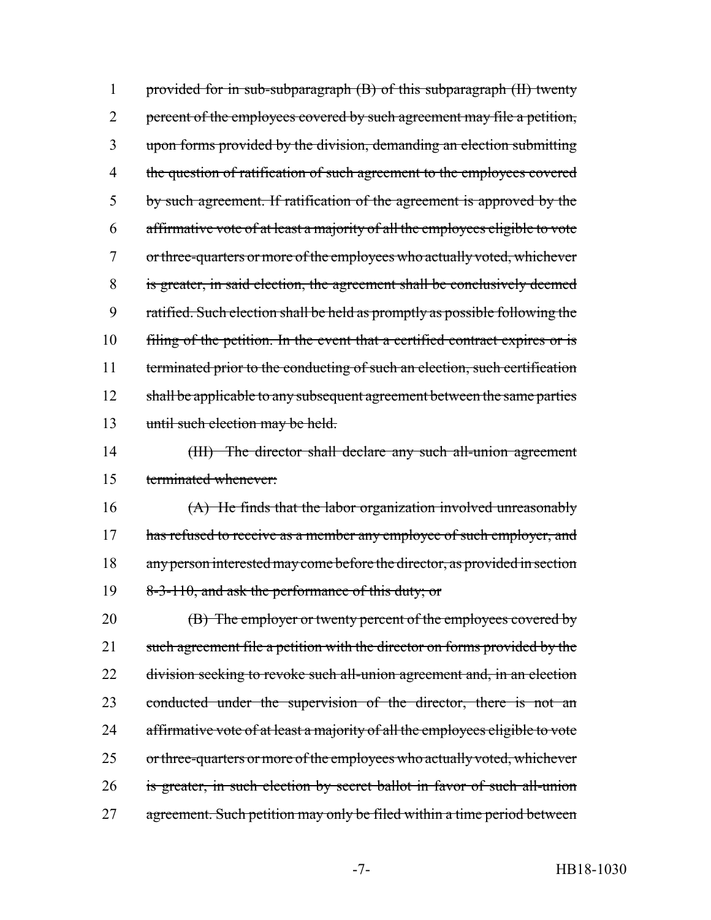1 provided for in sub-subparagraph (B) of this subparagraph (II) twenty
2 percent of the employees covered by such agreement may file a petition,
3 upon forms provided by the division, demanding an election submitting
4 the question of ratification of such agreement to the employees covered
5 by such agreement. If ratification of the agreement is approved by the
6 affirmative vote of at least a majority of all the employees eligible to vote
7 or three-quarters or more of the employees who actually voted, whichever
8 is greater, in said election, the agreement shall be conclusively deemed
9 ratified. Such election shall be held as promptly as possible following the
10 filing of the petition. In the event that a certified contract expires or is
11 terminated prior to the conducting of such an election, such certification
12 shall be applicable to any subsequent agreement between the same parties
13 until such election may be held.

14 (III) The director shall declare any such all-union agreement
15 terminated whenever:

16 (A) He finds that the labor organization involved unreasonably
17 has refused to receive as a member any employee of such employer, and
18 any person interested may come before the director, as provided in section
19 8-3-110, and ask the performance of this duty; or

20 (B) The employer or twenty percent of the employees covered by
21 such agreement file a petition with the director on forms provided by the
22 division seeking to revoke such all-union agreement and, in an election
23 conducted under the supervision of the director, there is not an
24 affirmative vote of at least a majority of all the employees eligible to vote
25 or three-quarters or more of the employees who actually voted, whichever
26 is greater, in such election by secret ballot in favor of such all-union
27 agreement. Such petition may only be filed within a time period between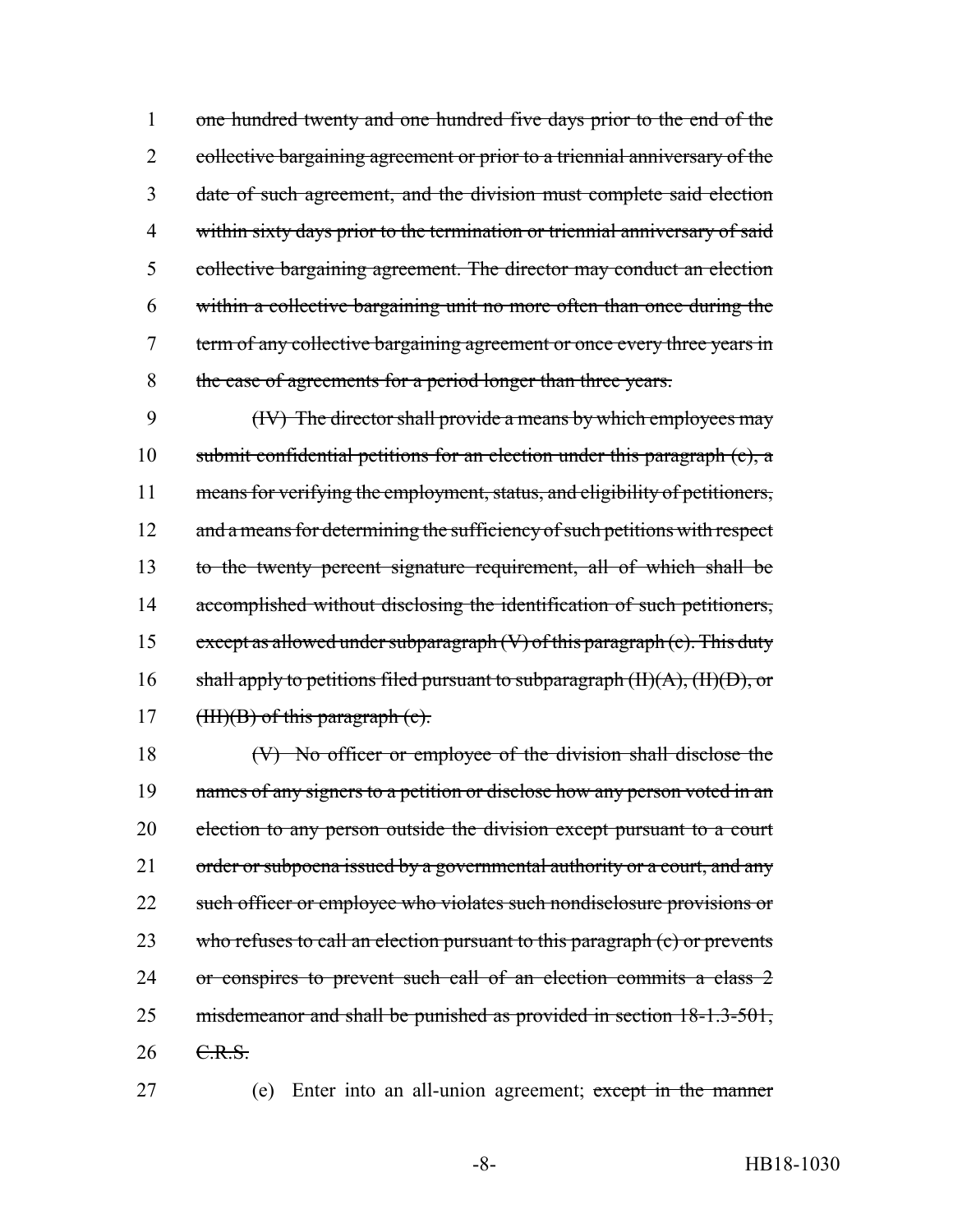1 ~~one hundred twenty and one hundred five days prior to the end of the~~
2 ~~collective bargaining agreement or prior to a triennial anniversary of the~~
3 ~~date of such agreement, and the division must complete said election~~
4 ~~within sixty days prior to the termination or triennial anniversary of said~~
5 ~~collective bargaining agreement. The director may conduct an election~~
6 ~~within a collective bargaining unit no more often than once during the~~
7 ~~term of any collective bargaining agreement or once every three years in~~
8 ~~the case of agreements for a period longer than three years.~~

9 ~~(IV) The director shall provide a means by which employees may~~
10 ~~submit confidential petitions for an election under this paragraph (c), a~~
11 ~~means for verifying the employment, status, and eligibility of petitioners,~~
12 ~~and a means for determining the sufficiency of such petitions with respect~~
13 ~~to the twenty percent signature requirement, all of which shall be~~
14 ~~accomplished without disclosing the identification of such petitioners,~~
15 ~~except as allowed under subparagraph (V) of this paragraph (c). This duty~~
16 ~~shall apply to petitions filed pursuant to subparagraph (II)(A), (II)(D), or~~
17 ~~(III)(B) of this paragraph (c).~~

18 ~~(V) No officer or employee of the division shall disclose the~~
19 ~~names of any signers to a petition or disclose how any person voted in an~~
20 ~~election to any person outside the division except pursuant to a court~~
21 ~~order or subpoena issued by a governmental authority or a court, and any~~
22 ~~such officer or employee who violates such nondisclosure provisions or~~
23 ~~who refuses to call an election pursuant to this paragraph (c) or prevents~~
24 ~~or conspires to prevent such call of an election commits a class 2~~
25 ~~misdemeanor and shall be punished as provided in section 18-1.3-501,~~
26 ~~C.R.S.~~

27 (e) Enter into an all-union agreement; ~~except in the manner~~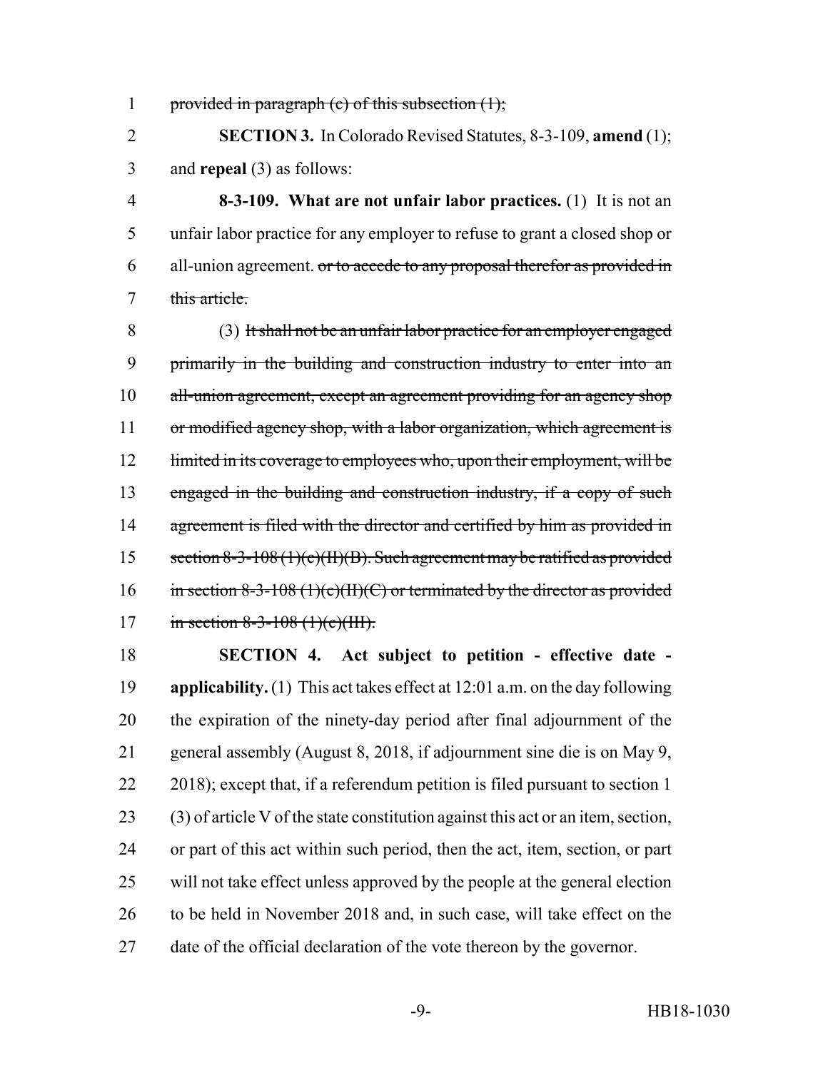provided in paragraph (c) of this subsection (1);

**SECTION 3.** In Colorado Revised Statutes, 8-3-109, **amend** (1); and **repeal** (3) as follows:

**8-3-109. What are not unfair labor practices.** (1) It is not an unfair labor practice for any employer to refuse to grant a closed shop or all-union agreement. ~~or to accede to any proposal therefor as provided in this article.~~

(3) ~~It shall not be an unfair labor practice for an employer engaged primarily in the building and construction industry to enter into an all-union agreement, except an agreement providing for an agency shop or modified agency shop, with a labor organization, which agreement is limited in its coverage to employees who, upon their employment, will be engaged in the building and construction industry, if a copy of such agreement is filed with the director and certified by him as provided in section 8-3-108 (1)(c)(II)(B). Such agreement may be ratified as provided in section 8-3-108 (1)(c)(II)(C) or terminated by the director as provided in section 8-3-108 (1)(c)(III).~~

**SECTION 4. Act subject to petition - effective date - applicability.** (1) This act takes effect at 12:01 a.m. on the day following the expiration of the ninety-day period after final adjournment of the general assembly (August 8, 2018, if adjournment sine die is on May 9, 2018); except that, if a referendum petition is filed pursuant to section 1 (3) of article V of the state constitution against this act or an item, section, or part of this act within such period, then the act, item, section, or part will not take effect unless approved by the people at the general election to be held in November 2018 and, in such case, will take effect on the date of the official declaration of the vote thereon by the governor.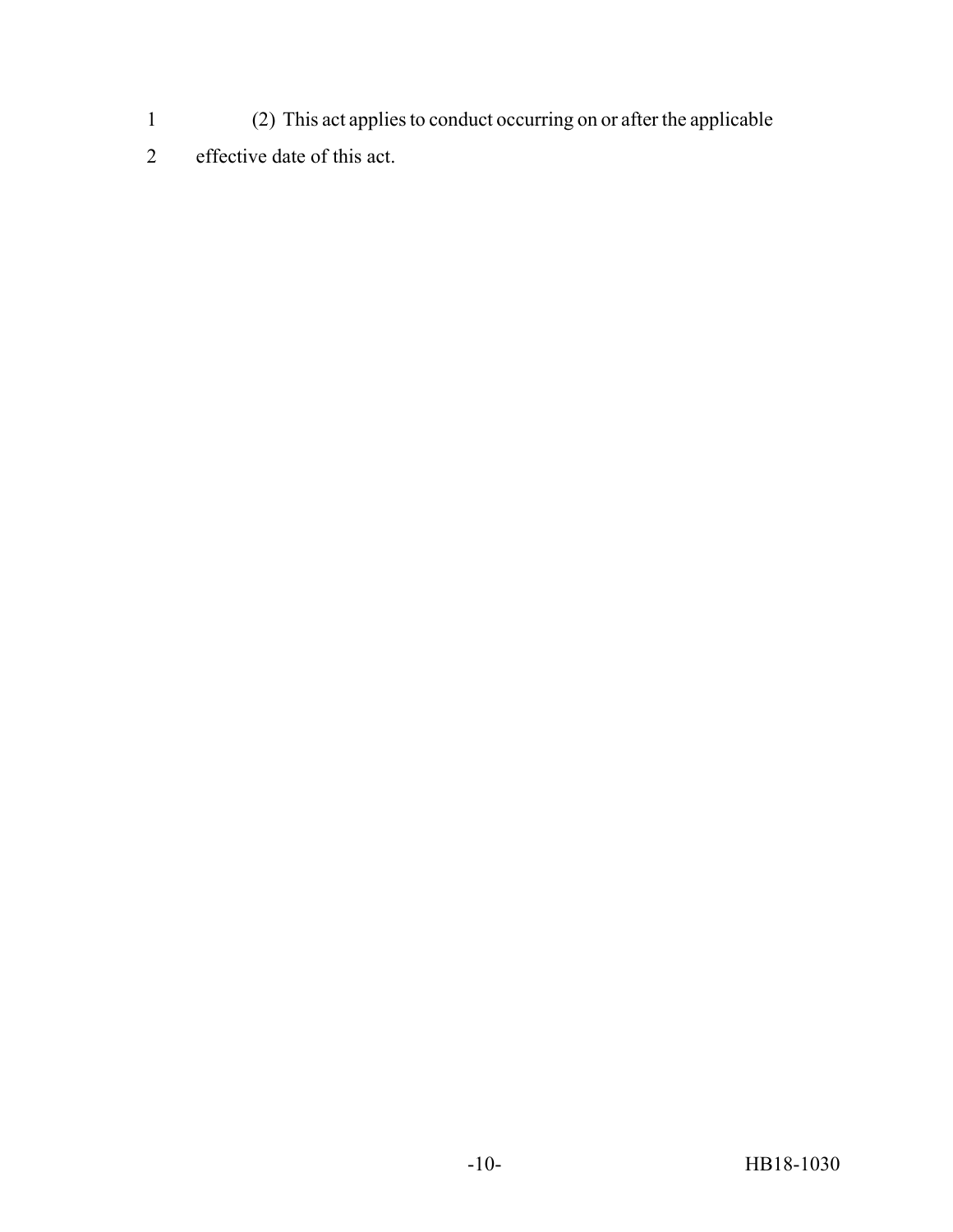(2) This act applies to conduct occurring on or after the applicable effective date of this act.